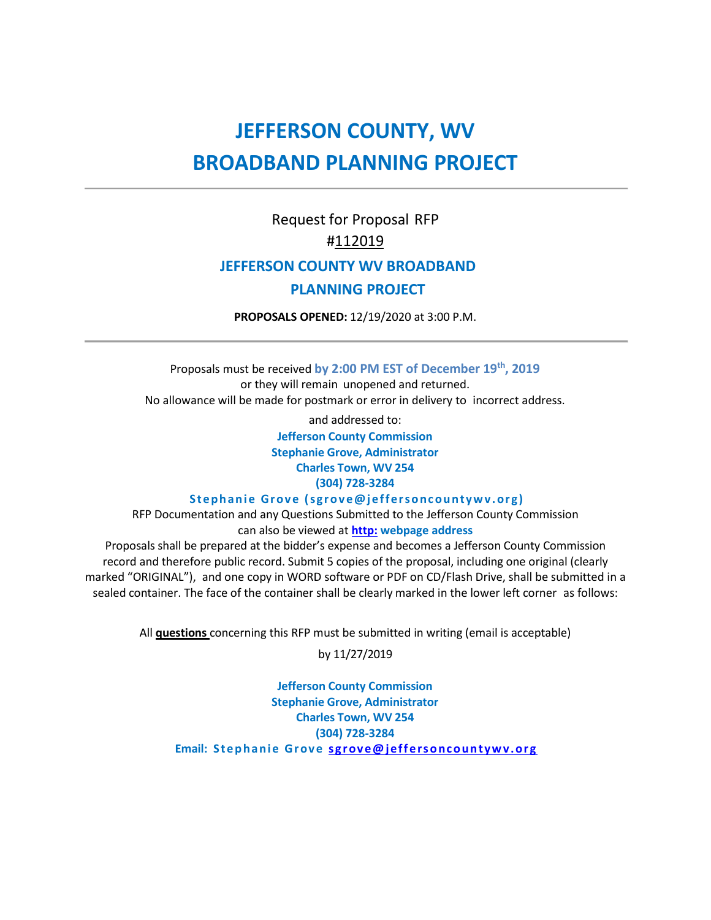# JEFFERSON COUNTY, WV
# BROADBAND PLANNING PROJECT

---

Request for Proposal RFP

#112019

### JEFFERSON COUNTY WV BROADBAND PLANNING PROJECT

**PROPOSALS OPENED:** 12/19/2020 at 3:00 P.M.

---

Proposals must be received **by 2:00 PM EST of December 19th, 2019** or they will remain unopened and returned.

No allowance will be made for postmark or error in delivery to incorrect address.

and addressed to:

**Jefferson County Commission**
**Stephanie Grove, Administrator**
**Charles Town, WV 254**
**(304) 728-3284**

**Stephanie Grove (sgrove@jeffersoncountywv.org)**

RFP Documentation and any Questions Submitted to the Jefferson County Commission can also be viewed at **http: webpage address**

Proposals shall be prepared at the bidder's expense and becomes a Jefferson County Commission record and therefore public record. Submit 5 copies of the proposal, including one original (clearly marked "ORIGINAL"), and one copy in WORD software or PDF on CD/Flash Drive, shall be submitted in a sealed container. The face of the container shall be clearly marked in the lower left corner as follows:

All **questions** concerning this RFP must be submitted in writing (email is acceptable) by 11/27/2019

**Jefferson County Commission**
**Stephanie Grove, Administrator**
**Charles Town, WV 254**
**(304) 728-3284**
**Email: Stephanie Grove sgrove@jeffersoncountywv.org**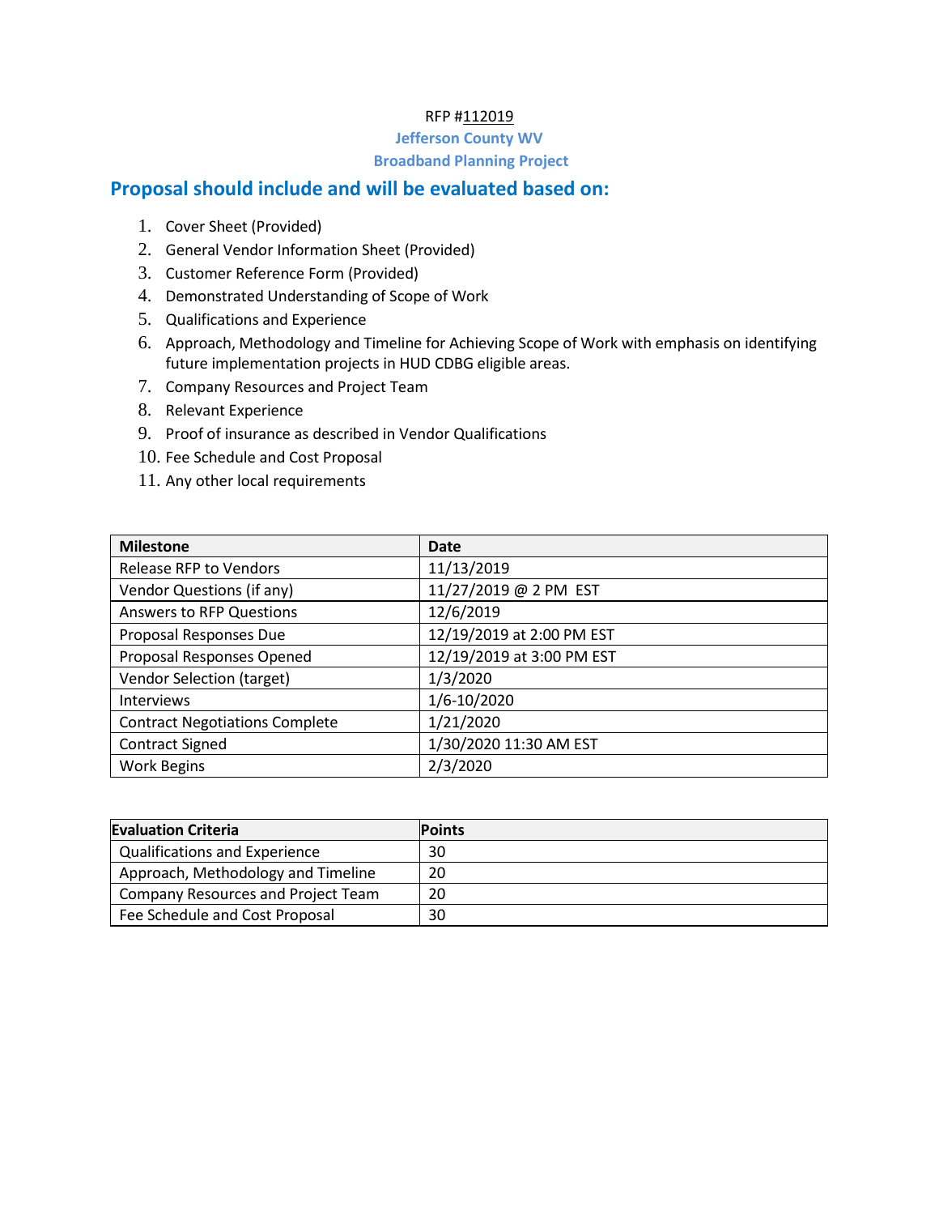RFP #112019

**Jefferson County WV**

**Broadband Planning Project**

## Proposal should include and will be evaluated based on:

1. Cover Sheet (Provided)
2. General Vendor Information Sheet (Provided)
3. Customer Reference Form (Provided)
4. Demonstrated Understanding of Scope of Work
5. Qualifications and Experience
6. Approach, Methodology and Timeline for Achieving Scope of Work with emphasis on identifying future implementation projects in HUD CDBG eligible areas.
7. Company Resources and Project Team
8. Relevant Experience
9. Proof of insurance as described in Vendor Qualifications
10. Fee Schedule and Cost Proposal
11. Any other local requirements

| Milestone | Date |
|---|---|
| Release RFP to Vendors | 11/13/2019 |
| Vendor Questions (if any) | 11/27/2019 @ 2 PM EST |
| Answers to RFP Questions | 12/6/2019 |
| Proposal Responses Due | 12/19/2019 at 2:00 PM EST |
| Proposal Responses Opened | 12/19/2019 at 3:00 PM EST |
| Vendor Selection (target) | 1/3/2020 |
| Interviews | 1/6-10/2020 |
| Contract Negotiations Complete | 1/21/2020 |
| Contract Signed | 1/30/2020 11:30 AM EST |
| Work Begins | 2/3/2020 |

| Evaluation Criteria | Points |
|---|---|
| Qualifications and Experience | 30 |
| Approach, Methodology and Timeline | 20 |
| Company Resources and Project Team | 20 |
| Fee Schedule and Cost Proposal | 30 |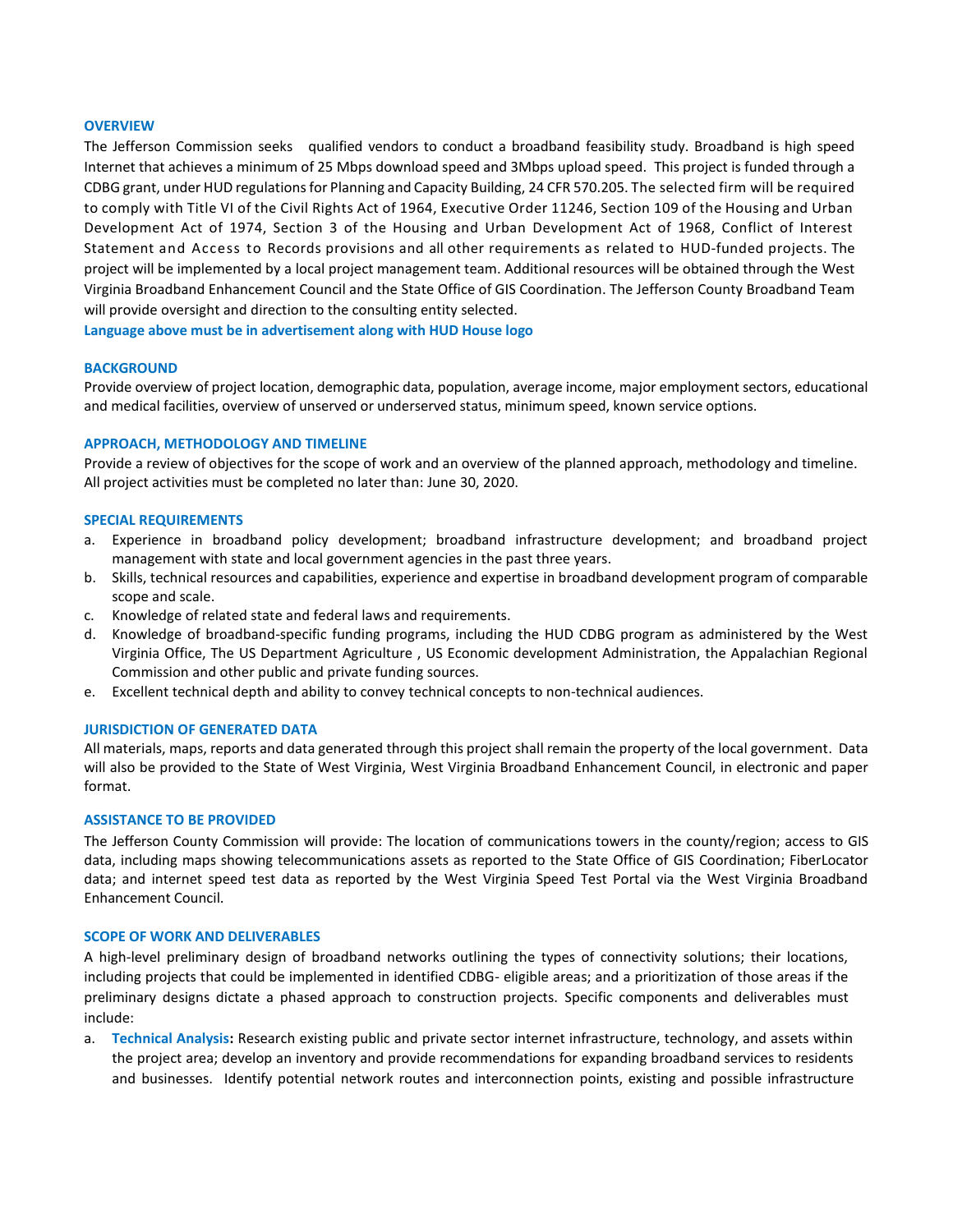## OVERVIEW

The Jefferson Commission seeks qualified vendors to conduct a broadband feasibility study. Broadband is high speed Internet that achieves a minimum of 25 Mbps download speed and 3Mbps upload speed. This project is funded through a CDBG grant, under HUD regulations for Planning and Capacity Building, 24 CFR 570.205. The selected firm will be required to comply with Title VI of the Civil Rights Act of 1964, Executive Order 11246, Section 109 of the Housing and Urban Development Act of 1974, Section 3 of the Housing and Urban Development Act of 1968, Conflict of Interest Statement and Access to Records provisions and all other requirements as related to HUD-funded projects. The project will be implemented by a local project management team. Additional resources will be obtained through the West Virginia Broadband Enhancement Council and the State Office of GIS Coordination. The Jefferson County Broadband Team will provide oversight and direction to the consulting entity selected.

**Language above must be in advertisement along with HUD House logo**

## BACKGROUND

Provide overview of project location, demographic data, population, average income, major employment sectors, educational and medical facilities, overview of unserved or underserved status, minimum speed, known service options.

## APPROACH, METHODOLOGY AND TIMELINE

Provide a review of objectives for the scope of work and an overview of the planned approach, methodology and timeline. All project activities must be completed no later than: June 30, 2020.

## SPECIAL REQUIREMENTS

a. Experience in broadband policy development; broadband infrastructure development; and broadband project management with state and local government agencies in the past three years.
b. Skills, technical resources and capabilities, experience and expertise in broadband development program of comparable scope and scale.
c. Knowledge of related state and federal laws and requirements.
d. Knowledge of broadband-specific funding programs, including the HUD CDBG program as administered by the West Virginia Office, The US Department Agriculture , US Economic development Administration, the Appalachian Regional Commission and other public and private funding sources.
e. Excellent technical depth and ability to convey technical concepts to non-technical audiences.

## JURISDICTION OF GENERATED DATA

All materials, maps, reports and data generated through this project shall remain the property of the local government. Data will also be provided to the State of West Virginia, West Virginia Broadband Enhancement Council, in electronic and paper format.

## ASSISTANCE TO BE PROVIDED

The Jefferson County Commission will provide: The location of communications towers in the county/region; access to GIS data, including maps showing telecommunications assets as reported to the State Office of GIS Coordination; FiberLocator data; and internet speed test data as reported by the West Virginia Speed Test Portal via the West Virginia Broadband Enhancement Council.

## SCOPE OF WORK AND DELIVERABLES

A high-level preliminary design of broadband networks outlining the types of connectivity solutions; their locations, including projects that could be implemented in identified CDBG- eligible areas; and a prioritization of those areas if the preliminary designs dictate a phased approach to construction projects. Specific components and deliverables must include:

a. **Technical Analysis:** Research existing public and private sector internet infrastructure, technology, and assets within the project area; develop an inventory and provide recommendations for expanding broadband services to residents and businesses. Identify potential network routes and interconnection points, existing and possible infrastructure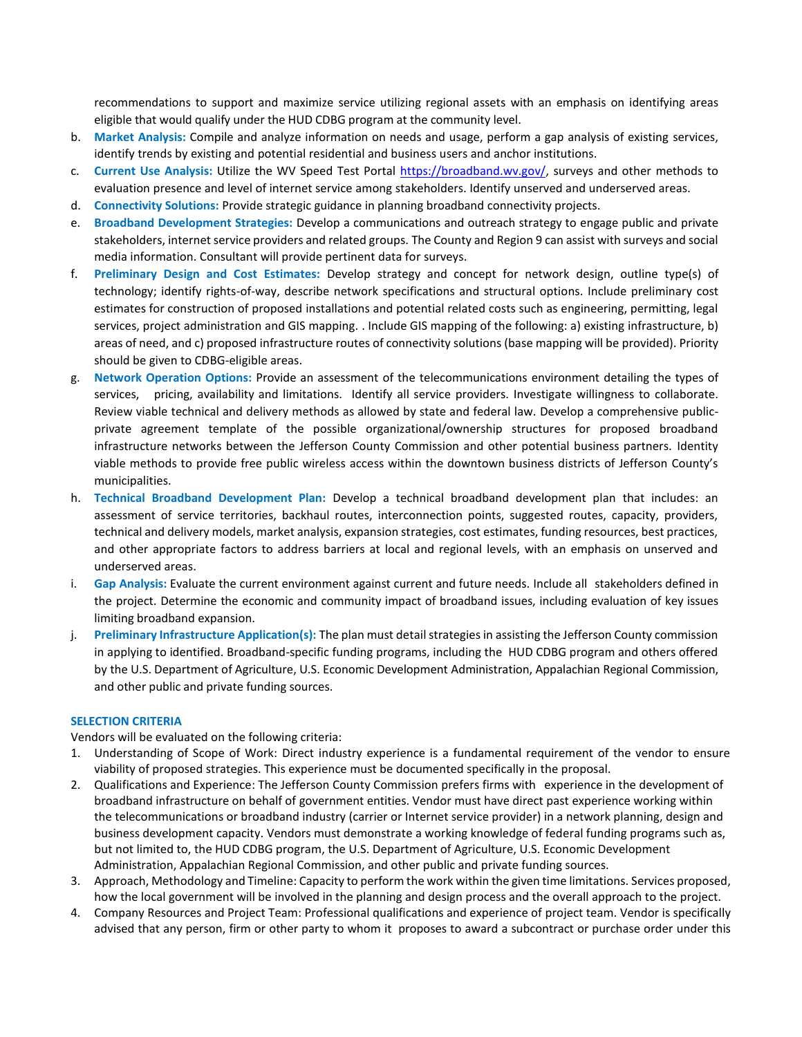recommendations to support and maximize service utilizing regional assets with an emphasis on identifying areas eligible that would qualify under the HUD CDBG program at the community level.

b. **Market Analysis:** Compile and analyze information on needs and usage, perform a gap analysis of existing services, identify trends by existing and potential residential and business users and anchor institutions.
c. **Current Use Analysis:** Utilize the WV Speed Test Portal https://broadband.wv.gov/, surveys and other methods to evaluation presence and level of internet service among stakeholders. Identify unserved and underserved areas.
d. **Connectivity Solutions:** Provide strategic guidance in planning broadband connectivity projects.
e. **Broadband Development Strategies:** Develop a communications and outreach strategy to engage public and private stakeholders, internet service providers and related groups. The County and Region 9 can assist with surveys and social media information. Consultant will provide pertinent data for surveys.
f. **Preliminary Design and Cost Estimates:** Develop strategy and concept for network design, outline type(s) of technology; identify rights-of-way, describe network specifications and structural options. Include preliminary cost estimates for construction of proposed installations and potential related costs such as engineering, permitting, legal services, project administration and GIS mapping. . Include GIS mapping of the following: a) existing infrastructure, b) areas of need, and c) proposed infrastructure routes of connectivity solutions (base mapping will be provided). Priority should be given to CDBG-eligible areas.
g. **Network Operation Options:** Provide an assessment of the telecommunications environment detailing the types of services, pricing, availability and limitations. Identify all service providers. Investigate willingness to collaborate. Review viable technical and delivery methods as allowed by state and federal law. Develop a comprehensive public-private agreement template of the possible organizational/ownership structures for proposed broadband infrastructure networks between the Jefferson County Commission and other potential business partners. Identity viable methods to provide free public wireless access within the downtown business districts of Jefferson County's municipalities.
h. **Technical Broadband Development Plan:** Develop a technical broadband development plan that includes: an assessment of service territories, backhaul routes, interconnection points, suggested routes, capacity, providers, technical and delivery models, market analysis, expansion strategies, cost estimates, funding resources, best practices, and other appropriate factors to address barriers at local and regional levels, with an emphasis on unserved and underserved areas.
i. **Gap Analysis:** Evaluate the current environment against current and future needs. Include all stakeholders defined in the project. Determine the economic and community impact of broadband issues, including evaluation of key issues limiting broadband expansion.
j. **Preliminary Infrastructure Application(s):** The plan must detail strategies in assisting the Jefferson County commission in applying to identified. Broadband-specific funding programs, including the HUD CDBG program and others offered by the U.S. Department of Agriculture, U.S. Economic Development Administration, Appalachian Regional Commission, and other public and private funding sources.

## SELECTION CRITERIA

Vendors will be evaluated on the following criteria:

1. Understanding of Scope of Work: Direct industry experience is a fundamental requirement of the vendor to ensure viability of proposed strategies. This experience must be documented specifically in the proposal.
2. Qualifications and Experience: The Jefferson County Commission prefers firms with experience in the development of broadband infrastructure on behalf of government entities. Vendor must have direct past experience working within the telecommunications or broadband industry (carrier or Internet service provider) in a network planning, design and business development capacity. Vendors must demonstrate a working knowledge of federal funding programs such as, but not limited to, the HUD CDBG program, the U.S. Department of Agriculture, U.S. Economic Development Administration, Appalachian Regional Commission, and other public and private funding sources.
3. Approach, Methodology and Timeline: Capacity to perform the work within the given time limitations. Services proposed, how the local government will be involved in the planning and design process and the overall approach to the project.
4. Company Resources and Project Team: Professional qualifications and experience of project team. Vendor is specifically advised that any person, firm or other party to whom it proposes to award a subcontract or purchase order under this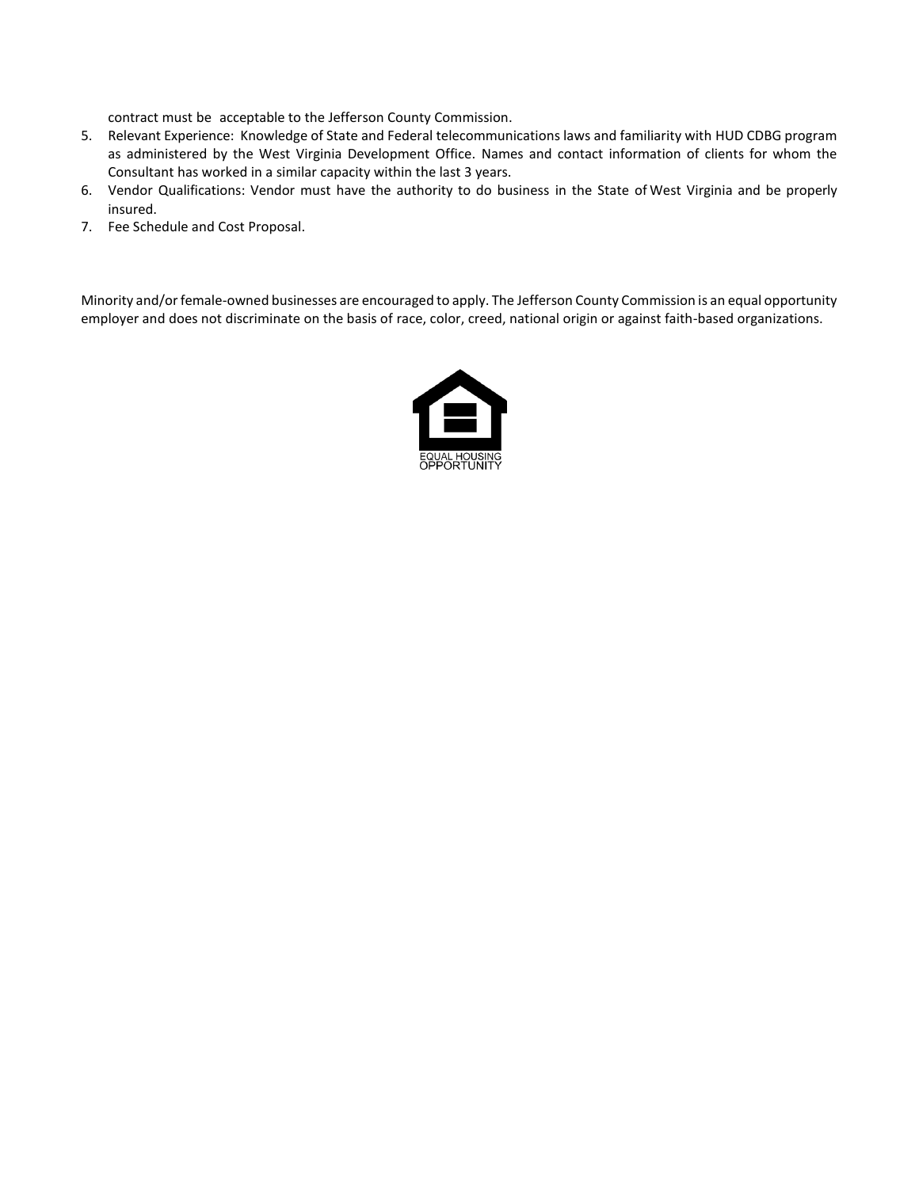contract must be acceptable to the Jefferson County Commission.

5. Relevant Experience: Knowledge of State and Federal telecommunications laws and familiarity with HUD CDBG program as administered by the West Virginia Development Office. Names and contact information of clients for whom the Consultant has worked in a similar capacity within the last 3 years.
6. Vendor Qualifications: Vendor must have the authority to do business in the State of West Virginia and be properly insured.
7. Fee Schedule and Cost Proposal.

Minority and/or female-owned businesses are encouraged to apply. The Jefferson County Commission is an equal opportunity employer and does not discriminate on the basis of race, color, creed, national origin or against faith-based organizations.

EQUAL HOUSING OPPORTUNITY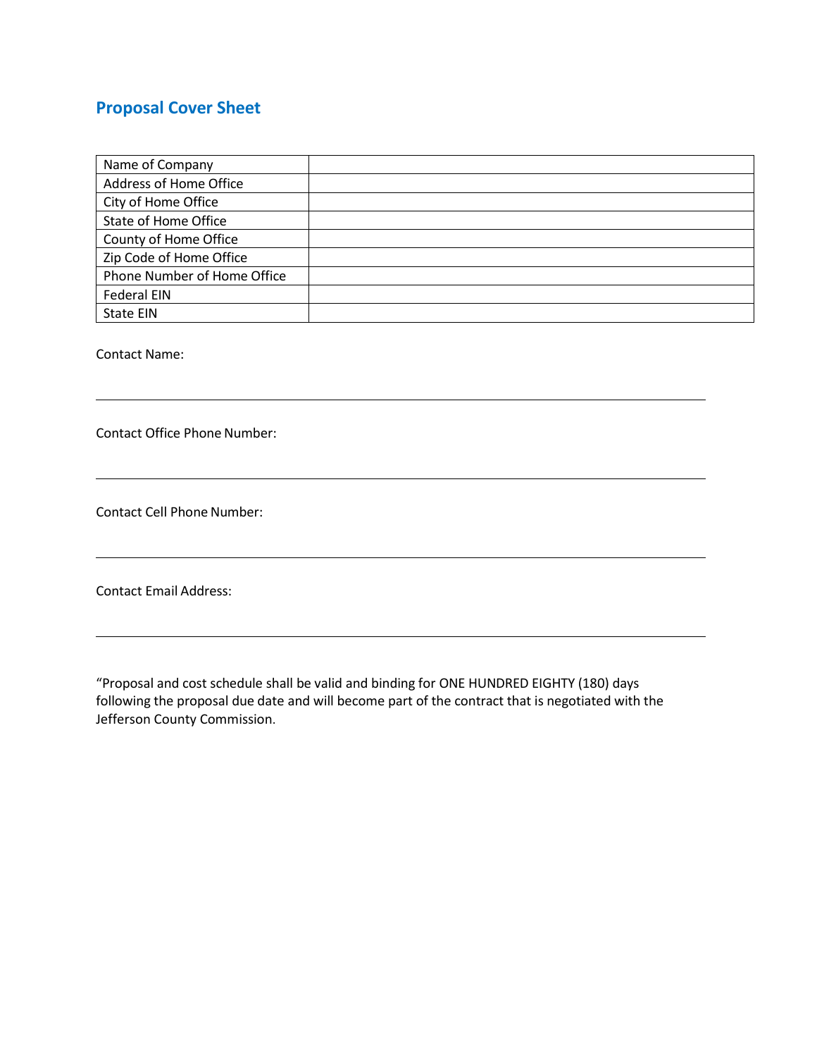## Proposal Cover Sheet

| Name of Company | |
|---|---|
| Address of Home Office | |
| City of Home Office | |
| State of Home Office | |
| County of Home Office | |
| Zip Code of Home Office | |
| Phone Number of Home Office | |
| Federal EIN | |
| State EIN | |

Contact Name:

_______________________________________________

Contact Office Phone Number:

_______________________________________________

Contact Cell Phone Number:

_______________________________________________

Contact Email Address:

_______________________________________________

“Proposal and cost schedule shall be valid and binding for ONE HUNDRED EIGHTY (180) days following the proposal due date and will become part of the contract that is negotiated with the Jefferson County Commission.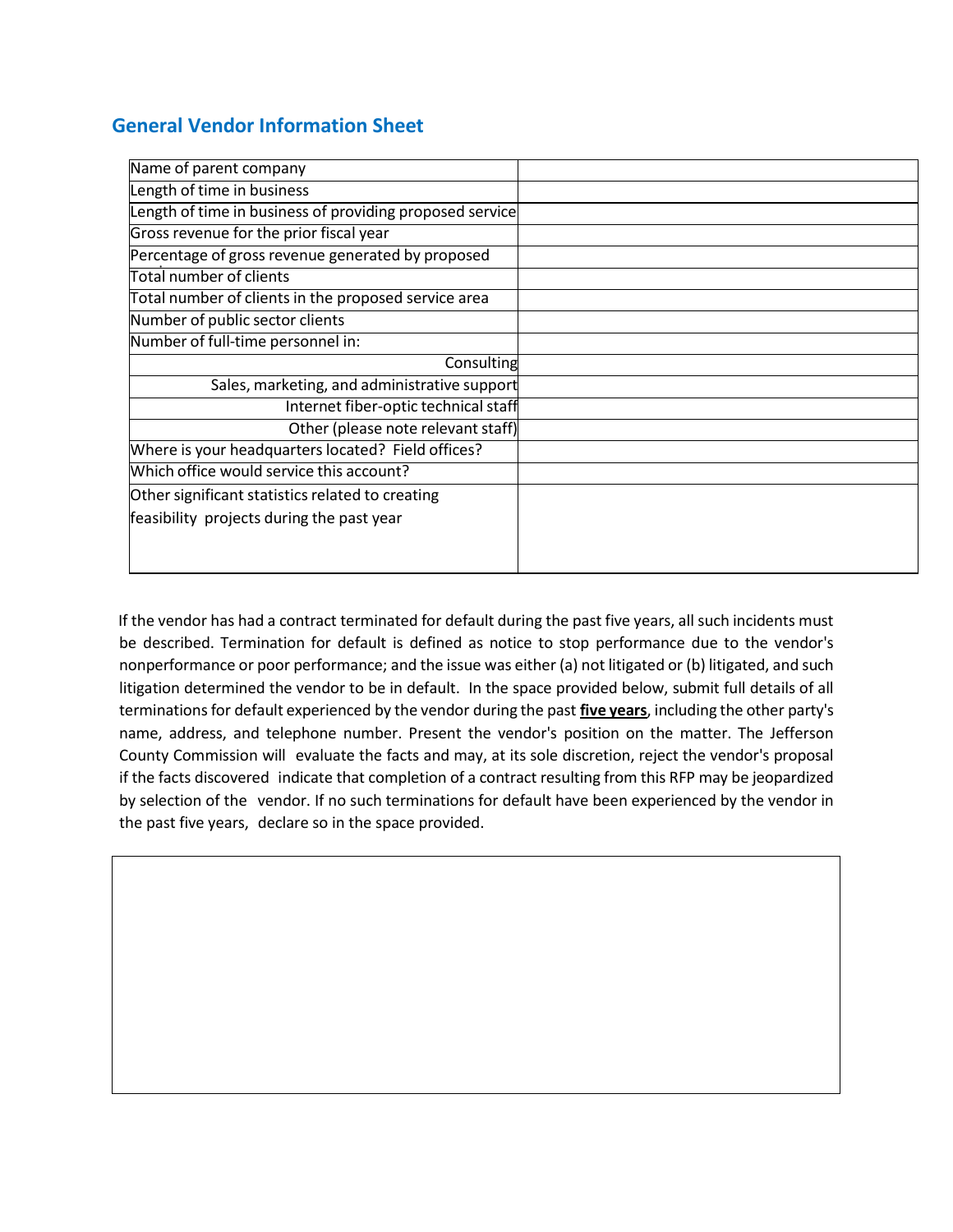## General Vendor Information Sheet

| Name of parent company | |
|---|---|
| Length of time in business | |
| Length of time in business of providing proposed service | |
| Gross revenue for the prior fiscal year | |
| Percentage of gross revenue generated by proposed | |
| Total number of clients | |
| Total number of clients in the proposed service area | |
| Number of public sector clients | |
| Number of full-time personnel in: | |
| Consulting | |
| Sales, marketing, and administrative support | |
| Internet fiber-optic technical staff | |
| Other (please note relevant staff) | |
| Where is your headquarters located? Field offices? | |
| Which office would service this account? | |
| Other significant statistics related to creating feasibility projects during the past year | |

If the vendor has had a contract terminated for default during the past five years, all such incidents must be described. Termination for default is defined as notice to stop performance due to the vendor's nonperformance or poor performance; and the issue was either (a) not litigated or (b) litigated, and such litigation determined the vendor to be in default. In the space provided below, submit full details of all terminations for default experienced by the vendor during the past **five years**, including the other party's name, address, and telephone number. Present the vendor's position on the matter. The Jefferson County Commission will evaluate the facts and may, at its sole discretion, reject the vendor's proposal if the facts discovered indicate that completion of a contract resulting from this RFP may be jeopardized by selection of the vendor. If no such terminations for default have been experienced by the vendor in the past five years, declare so in the space provided.

| |
|---|
| |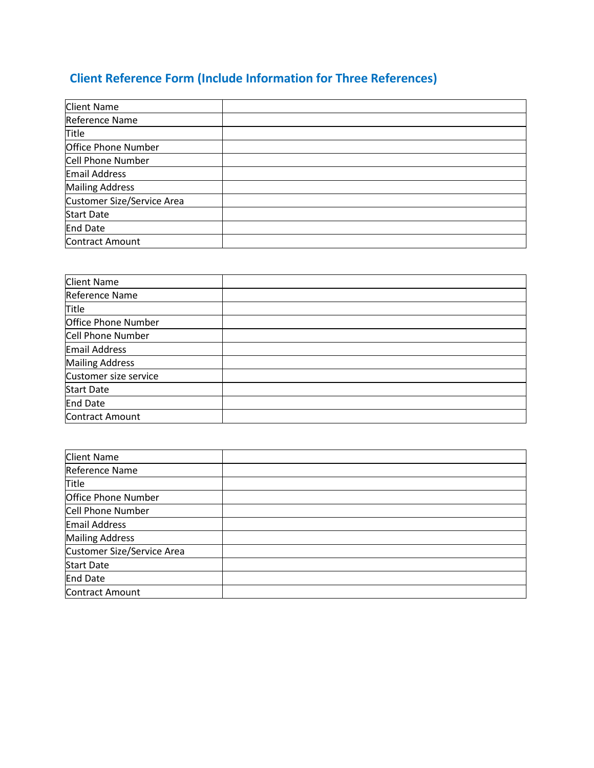## Client Reference Form (Include Information for Three References)

| | |
|---|---|
| Client Name | |
| Reference Name | |
| Title | |
| Office Phone Number | |
| Cell Phone Number | |
| Email Address | |
| Mailing Address | |
| Customer Size/Service Area | |
| Start Date | |
| End Date | |
| Contract Amount | |

| | |
|---|---|
| Client Name | |
| Reference Name | |
| Title | |
| Office Phone Number | |
| Cell Phone Number | |
| Email Address | |
| Mailing Address | |
| Customer size service | |
| Start Date | |
| End Date | |
| Contract Amount | |

| | |
|---|---|
| Client Name | |
| Reference Name | |
| Title | |
| Office Phone Number | |
| Cell Phone Number | |
| Email Address | |
| Mailing Address | |
| Customer Size/Service Area | |
| Start Date | |
| End Date | |
| Contract Amount | |